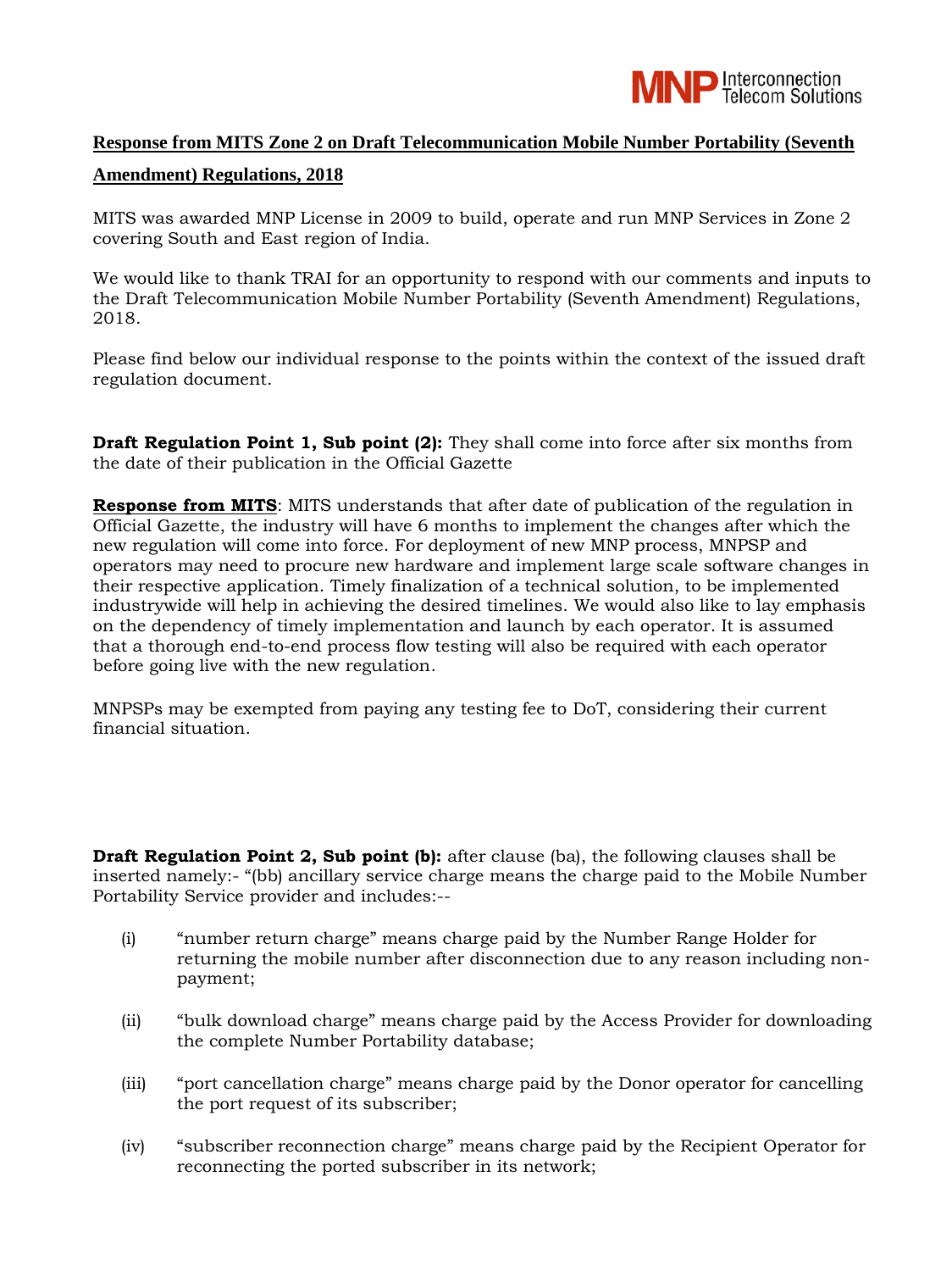**Response from MITS Zone 2 on Draft Telecommunication Mobile Number Portability (Seventh Amendment) Regulations, 2018**

MITS was awarded MNP License in 2009 to build, operate and run MNP Services in Zone 2 covering South and East region of India.

We would like to thank TRAI for an opportunity to respond with our comments and inputs to the Draft Telecommunication Mobile Number Portability (Seventh Amendment) Regulations, 2018.

Please find below our individual response to the points within the context of the issued draft regulation document.

**Draft Regulation Point 1, Sub point (2):** They shall come into force after six months from the date of their publication in the Official Gazette

**Response from MITS**: MITS understands that after date of publication of the regulation in Official Gazette, the industry will have 6 months to implement the changes after which the new regulation will come into force. For deployment of new MNP process, MNPSP and operators may need to procure new hardware and implement large scale software changes in their respective application. Timely finalization of a technical solution, to be implemented industrywide will help in achieving the desired timelines. We would also like to lay emphasis on the dependency of timely implementation and launch by each operator. It is assumed that a thorough end-to-end process flow testing will also be required with each operator before going live with the new regulation.

MNPSPs may be exempted from paying any testing fee to DoT, considering their current financial situation.

**Draft Regulation Point 2, Sub point (b):** after clause (ba), the following clauses shall be inserted namely:- "(bb) ancillary service charge means the charge paid to the Mobile Number Portability Service provider and includes:--

(i) "number return charge" means charge paid by the Number Range Holder for returning the mobile number after disconnection due to any reason including non-payment;

(ii) "bulk download charge" means charge paid by the Access Provider for downloading the complete Number Portability database;

(iii) "port cancellation charge" means charge paid by the Donor operator for cancelling the port request of its subscriber;

(iv) "subscriber reconnection charge" means charge paid by the Recipient Operator for reconnecting the ported subscriber in its network;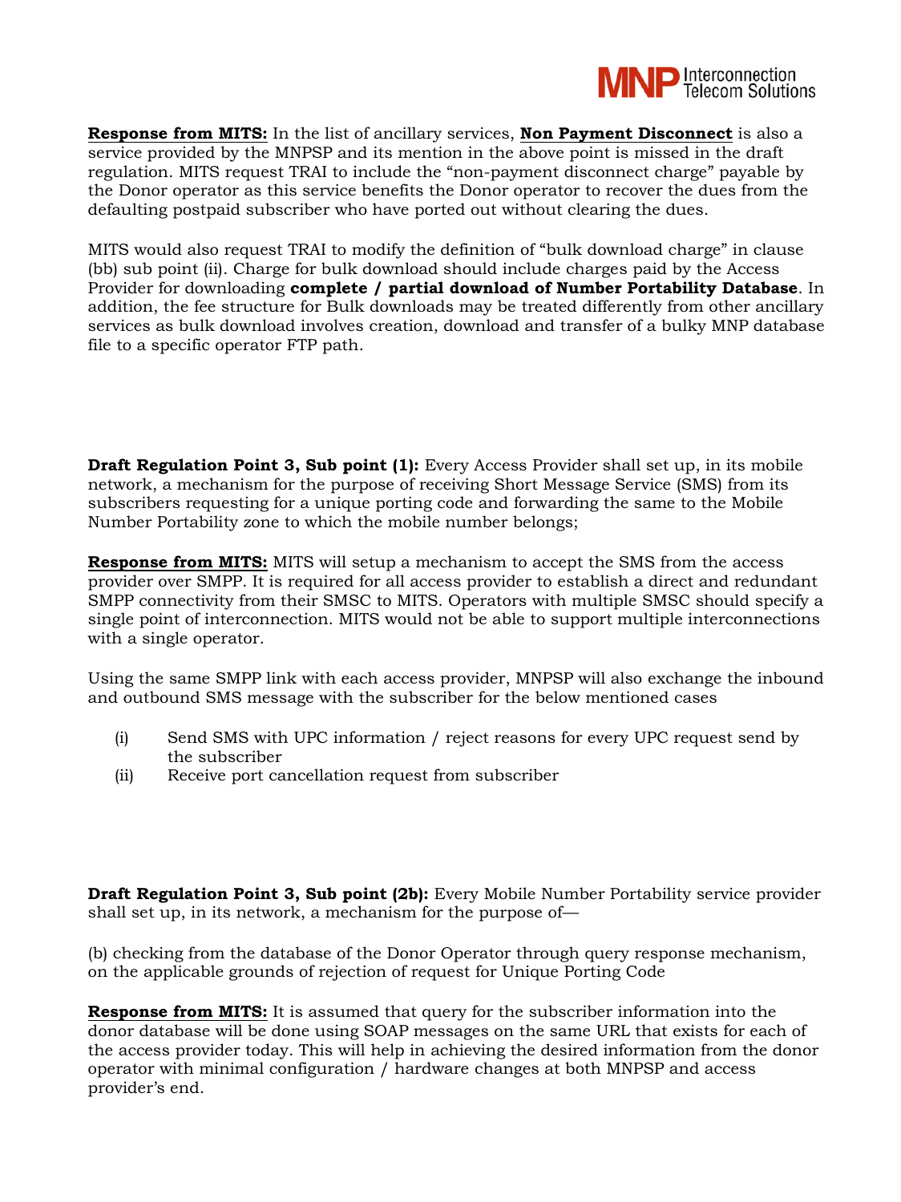**<u>Response from MITS:</u>** In the list of ancillary services, **<u>Non Payment Disconnect</u>** is also a service provided by the MNPSP and its mention in the above point is missed in the draft regulation. MITS request TRAI to include the "non-payment disconnect charge" payable by the Donor operator as this service benefits the Donor operator to recover the dues from the defaulting postpaid subscriber who have ported out without clearing the dues.

MITS would also request TRAI to modify the definition of "bulk download charge" in clause (bb) sub point (ii). Charge for bulk download should include charges paid by the Access Provider for downloading **complete / partial download of Number Portability Database**. In addition, the fee structure for Bulk downloads may be treated differently from other ancillary services as bulk download involves creation, download and transfer of a bulky MNP database file to a specific operator FTP path.

**Draft Regulation Point 3, Sub point (1):** Every Access Provider shall set up, in its mobile network, a mechanism for the purpose of receiving Short Message Service (SMS) from its subscribers requesting for a unique porting code and forwarding the same to the Mobile Number Portability zone to which the mobile number belongs;

**<u>Response from MITS:</u>** MITS will setup a mechanism to accept the SMS from the access provider over SMPP. It is required for all access provider to establish a direct and redundant SMPP connectivity from their SMSC to MITS. Operators with multiple SMSC should specify a single point of interconnection. MITS would not be able to support multiple interconnections with a single operator.

Using the same SMPP link with each access provider, MNPSP will also exchange the inbound and outbound SMS message with the subscriber for the below mentioned cases

(i) Send SMS with UPC information / reject reasons for every UPC request send by the subscriber
(ii) Receive port cancellation request from subscriber

**Draft Regulation Point 3, Sub point (2b):** Every Mobile Number Portability service provider shall set up, in its network, a mechanism for the purpose of—

(b) checking from the database of the Donor Operator through query response mechanism, on the applicable grounds of rejection of request for Unique Porting Code

**<u>Response from MITS:</u>** It is assumed that query for the subscriber information into the donor database will be done using SOAP messages on the same URL that exists for each of the access provider today. This will help in achieving the desired information from the donor operator with minimal configuration / hardware changes at both MNPSP and access provider's end.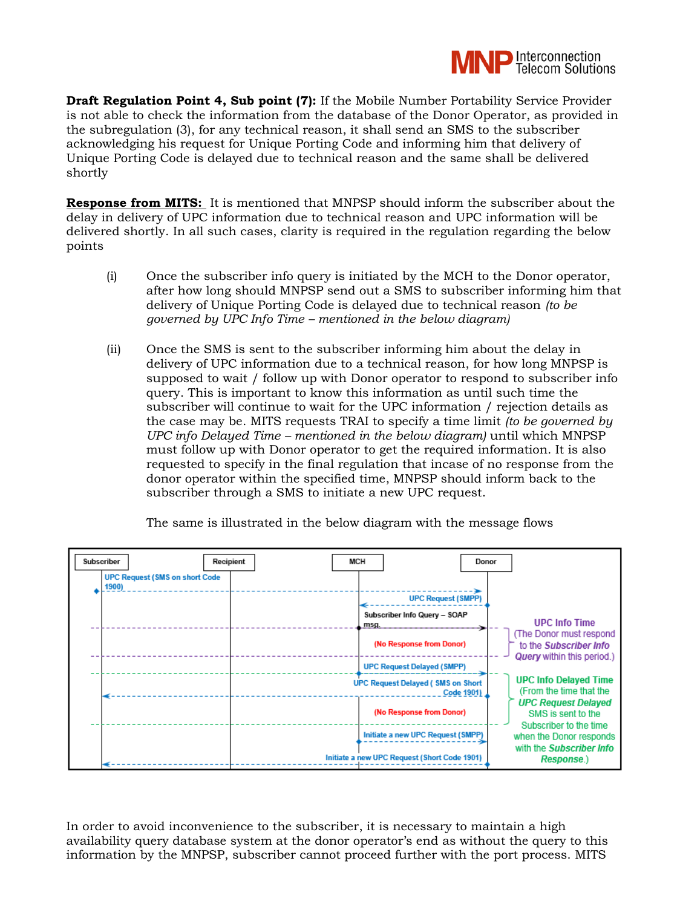**Draft Regulation Point 4, Sub point (7):** If the Mobile Number Portability Service Provider is not able to check the information from the database of the Donor Operator, as provided in the subregulation (3), for any technical reason, it shall send an SMS to the subscriber acknowledging his request for Unique Porting Code and informing him that delivery of Unique Porting Code is delayed due to technical reason and the same shall be delivered shortly

**Response from MITS:** It is mentioned that MNPSP should inform the subscriber about the delay in delivery of UPC information due to technical reason and UPC information will be delivered shortly. In all such cases, clarity is required in the regulation regarding the below points

(i) Once the subscriber info query is initiated by the MCH to the Donor operator, after how long should MNPSP send out a SMS to subscriber informing him that delivery of Unique Porting Code is delayed due to technical reason *(to be governed by UPC Info Time – mentioned in the below diagram)*

(ii) Once the SMS is sent to the subscriber informing him about the delay in delivery of UPC information due to a technical reason, for how long MNPSP is supposed to wait / follow up with Donor operator to respond to subscriber info query. This is important to know this information as until such time the subscriber will continue to wait for the UPC information / rejection details as the case may be. MITS requests TRAI to specify a time limit *(to be governed by UPC info Delayed Time – mentioned in the below diagram)* until which MNPSP must follow up with Donor operator to get the required information. It is also requested to specify in the final regulation that incase of no response from the donor operator within the specified time, MNPSP should inform back to the subscriber through a SMS to initiate a new UPC request.

The same is illustrated in the below diagram with the message flows

Subscriber | Recipient | MCH | Donor

- UPC Request (SMS on short Code 1900)
- UPC Request (SMPP)
- Subscriber Info Query – SOAP msg.
- (No Response from Donor)
- UPC Request Delayed (SMPP)
- UPC Request Delayed ( SMS on Short Code 1901)
- (No Response from Donor)
- Initiate a new UPC Request (SMPP)
- Initiate a new UPC Request (Short Code 1901)

**UPC Info Time** (The Donor must respond to the ***Subscriber Info Query*** within this period.)

**UPC Info Delayed Time** (From the time that the ***UPC Request Delayed*** SMS is sent to the Subscriber to the time when the Donor responds with the ***Subscriber Info Response***.)

In order to avoid inconvenience to the subscriber, it is necessary to maintain a high availability query database system at the donor operator's end as without the query to this information by the MNPSP, subscriber cannot proceed further with the port process. MITS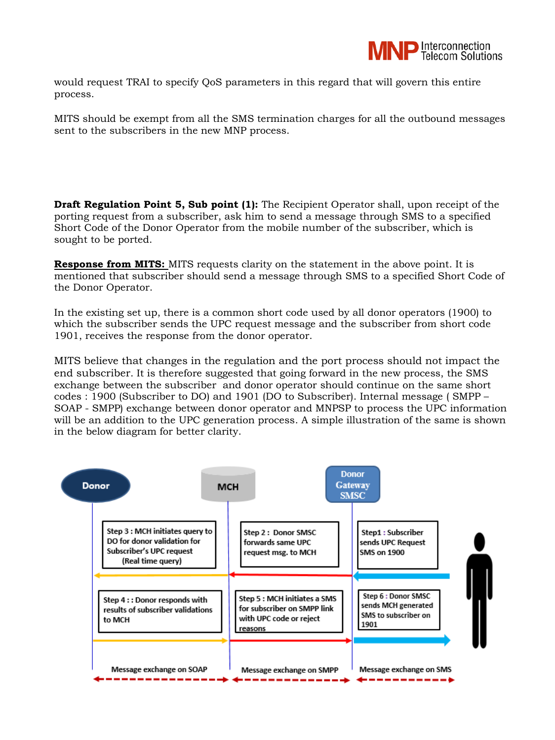would request TRAI to specify QoS parameters in this regard that will govern this entire process.

MITS should be exempt from all the SMS termination charges for all the outbound messages sent to the subscribers in the new MNP process.

**Draft Regulation Point 5, Sub point (1):** The Recipient Operator shall, upon receipt of the porting request from a subscriber, ask him to send a message through SMS to a specified Short Code of the Donor Operator from the mobile number of the subscriber, which is sought to be ported.

**Response from MITS:** MITS requests clarity on the statement in the above point. It is mentioned that subscriber should send a message through SMS to a specified Short Code of the Donor Operator.

In the existing set up, there is a common short code used by all donor operators (1900) to which the subscriber sends the UPC request message and the subscriber from short code 1901, receives the response from the donor operator.

MITS believe that changes in the regulation and the port process should not impact the end subscriber. It is therefore suggested that going forward in the new process, the SMS exchange between the subscriber and donor operator should continue on the same short codes : 1900 (Subscriber to DO) and 1901 (DO to Subscriber). Internal message ( SMPP – SOAP - SMPP) exchange between donor operator and MNPSP to process the UPC information will be an addition to the UPC generation process. A simple illustration of the same is shown in the below diagram for better clarity.

Donor | MCH | Donor Gateway SMSC

Step1 : Subscriber sends UPC Request SMS on 1900

Step 2 : Donor SMSC forwards same UPC request msg. to MCH

Step 3 : MCH initiates query to DO for donor validation for Subscriber's UPC request (Real time query)

Step 4 : : Donor responds with results of subscriber validations to MCH

Step 5 : MCH initiates a SMS for subscriber on SMPP link with UPC code or reject reasons

Step 6 : Donor SMSC sends MCH generated SMS to subscriber on 1901

Message exchange on SOAP | Message exchange on SMPP | Message exchange on SMS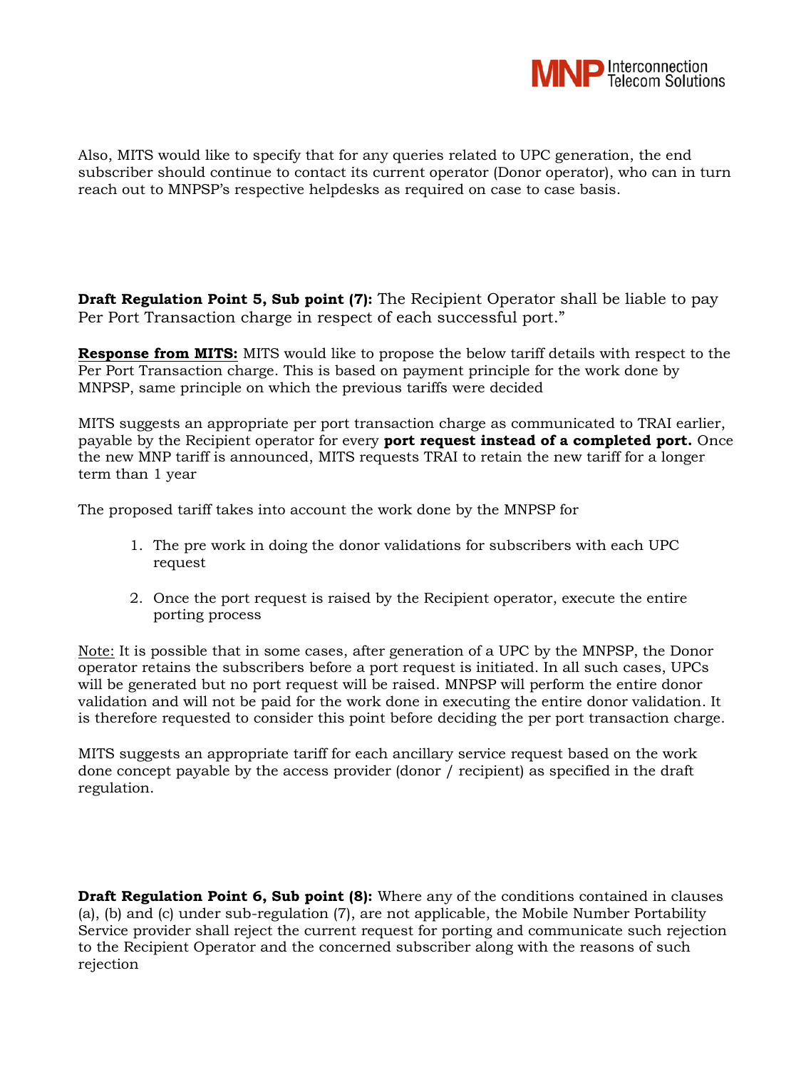Also, MITS would like to specify that for any queries related to UPC generation, the end subscriber should continue to contact its current operator (Donor operator), who can in turn reach out to MNPSP's respective helpdesks as required on case to case basis.

**Draft Regulation Point 5, Sub point (7):** The Recipient Operator shall be liable to pay Per Port Transaction charge in respect of each successful port."

**Response from MITS:** MITS would like to propose the below tariff details with respect to the Per Port Transaction charge. This is based on payment principle for the work done by MNPSP, same principle on which the previous tariffs were decided

MITS suggests an appropriate per port transaction charge as communicated to TRAI earlier, payable by the Recipient operator for every **port request instead of a completed port.** Once the new MNP tariff is announced, MITS requests TRAI to retain the new tariff for a longer term than 1 year

The proposed tariff takes into account the work done by the MNPSP for

1. The pre work in doing the donor validations for subscribers with each UPC request
2. Once the port request is raised by the Recipient operator, execute the entire porting process

Note: It is possible that in some cases, after generation of a UPC by the MNPSP, the Donor operator retains the subscribers before a port request is initiated. In all such cases, UPCs will be generated but no port request will be raised. MNPSP will perform the entire donor validation and will not be paid for the work done in executing the entire donor validation. It is therefore requested to consider this point before deciding the per port transaction charge.

MITS suggests an appropriate tariff for each ancillary service request based on the work done concept payable by the access provider (donor / recipient) as specified in the draft regulation.

**Draft Regulation Point 6, Sub point (8):** Where any of the conditions contained in clauses (a), (b) and (c) under sub-regulation (7), are not applicable, the Mobile Number Portability Service provider shall reject the current request for porting and communicate such rejection to the Recipient Operator and the concerned subscriber along with the reasons of such rejection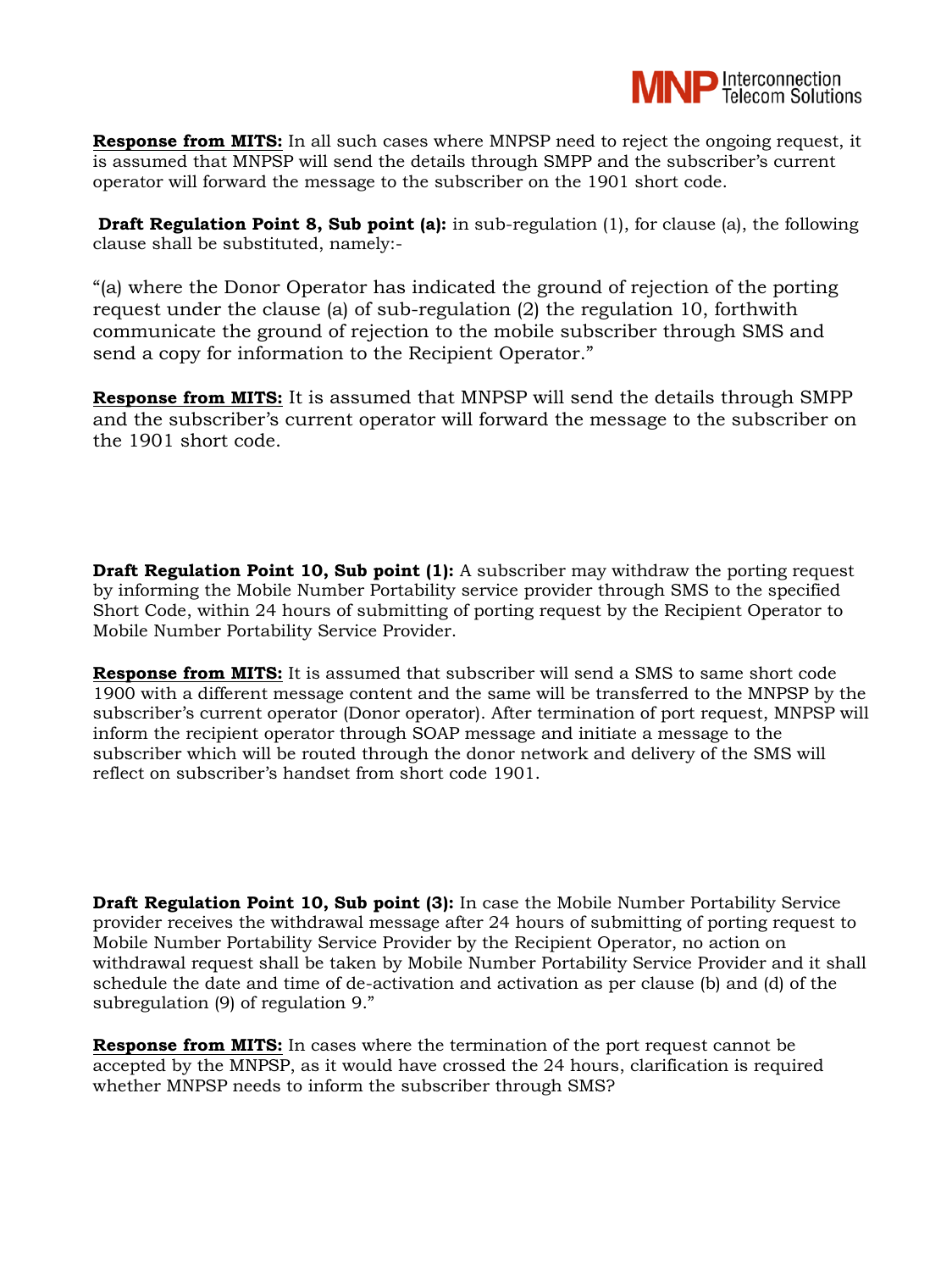**Response from MITS:** In all such cases where MNPSP need to reject the ongoing request, it is assumed that MNPSP will send the details through SMPP and the subscriber's current operator will forward the message to the subscriber on the 1901 short code.

**Draft Regulation Point 8, Sub point (a):** in sub-regulation (1), for clause (a), the following clause shall be substituted, namely:-

"(a) where the Donor Operator has indicated the ground of rejection of the porting request under the clause (a) of sub-regulation (2) the regulation 10, forthwith communicate the ground of rejection to the mobile subscriber through SMS and send a copy for information to the Recipient Operator."

**Response from MITS:** It is assumed that MNPSP will send the details through SMPP and the subscriber's current operator will forward the message to the subscriber on the 1901 short code.

**Draft Regulation Point 10, Sub point (1):** A subscriber may withdraw the porting request by informing the Mobile Number Portability service provider through SMS to the specified Short Code, within 24 hours of submitting of porting request by the Recipient Operator to Mobile Number Portability Service Provider.

**Response from MITS:** It is assumed that subscriber will send a SMS to same short code 1900 with a different message content and the same will be transferred to the MNPSP by the subscriber's current operator (Donor operator). After termination of port request, MNPSP will inform the recipient operator through SOAP message and initiate a message to the subscriber which will be routed through the donor network and delivery of the SMS will reflect on subscriber's handset from short code 1901.

**Draft Regulation Point 10, Sub point (3):** In case the Mobile Number Portability Service provider receives the withdrawal message after 24 hours of submitting of porting request to Mobile Number Portability Service Provider by the Recipient Operator, no action on withdrawal request shall be taken by Mobile Number Portability Service Provider and it shall schedule the date and time of de-activation and activation as per clause (b) and (d) of the subregulation (9) of regulation 9."

**Response from MITS:** In cases where the termination of the port request cannot be accepted by the MNPSP, as it would have crossed the 24 hours, clarification is required whether MNPSP needs to inform the subscriber through SMS?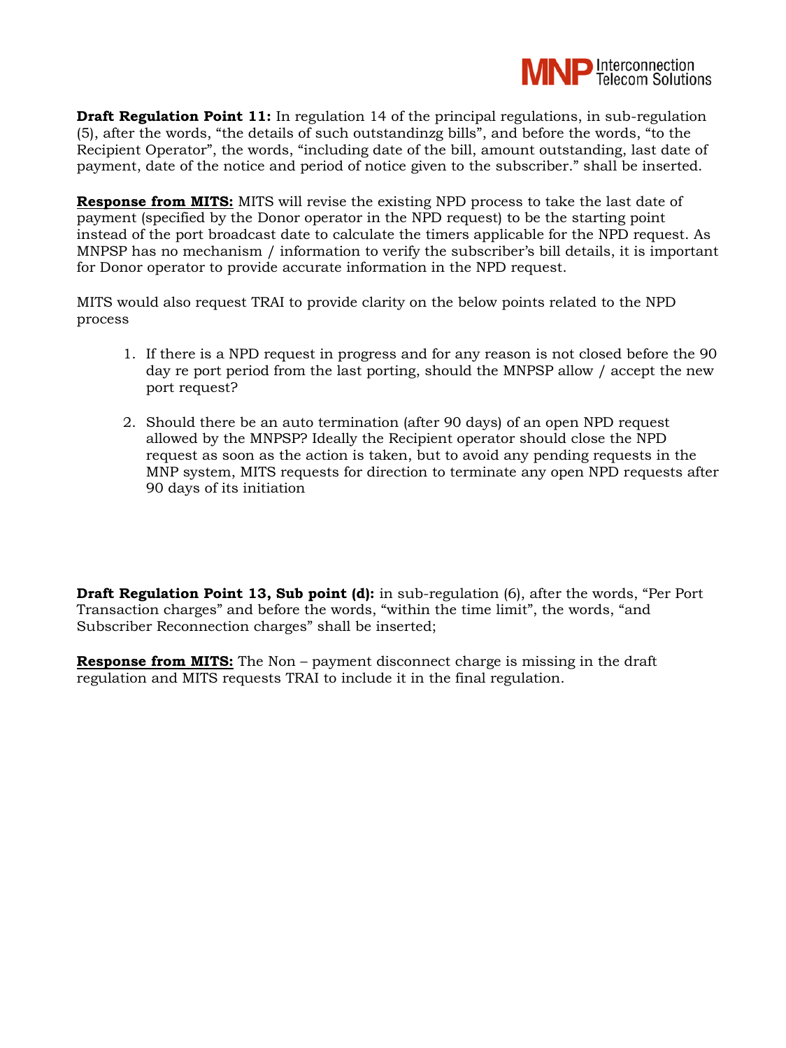**Draft Regulation Point 11:** In regulation 14 of the principal regulations, in sub-regulation (5), after the words, "the details of such outstandinzg bills", and before the words, "to the Recipient Operator", the words, "including date of the bill, amount outstanding, last date of payment, date of the notice and period of notice given to the subscriber." shall be inserted.

**Response from MITS:** MITS will revise the existing NPD process to take the last date of payment (specified by the Donor operator in the NPD request) to be the starting point instead of the port broadcast date to calculate the timers applicable for the NPD request. As MNPSP has no mechanism / information to verify the subscriber's bill details, it is important for Donor operator to provide accurate information in the NPD request.

MITS would also request TRAI to provide clarity on the below points related to the NPD process

1. If there is a NPD request in progress and for any reason is not closed before the 90 day re port period from the last porting, should the MNPSP allow / accept the new port request?
2. Should there be an auto termination (after 90 days) of an open NPD request allowed by the MNPSP? Ideally the Recipient operator should close the NPD request as soon as the action is taken, but to avoid any pending requests in the MNP system, MITS requests for direction to terminate any open NPD requests after 90 days of its initiation

**Draft Regulation Point 13, Sub point (d):** in sub-regulation (6), after the words, "Per Port Transaction charges" and before the words, "within the time limit", the words, "and Subscriber Reconnection charges" shall be inserted;

**Response from MITS:** The Non – payment disconnect charge is missing in the draft regulation and MITS requests TRAI to include it in the final regulation.